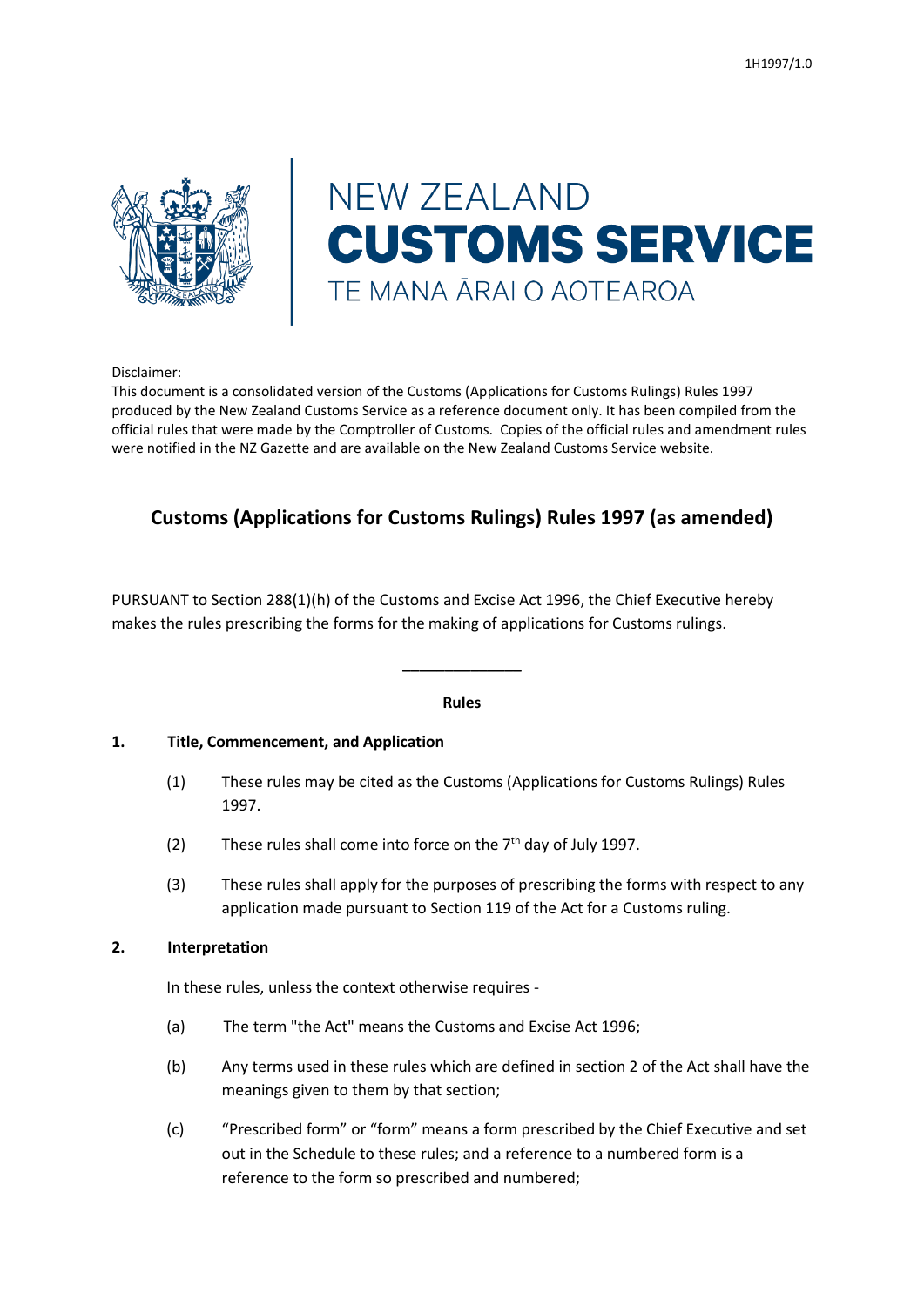1H1997/1.0

NEW ZEALAND
**CUSTOMS SERVICE**
TE MANA ĀRAI O AOTEAROA

Disclaimer:
This document is a consolidated version of the Customs (Applications for Customs Rulings) Rules 1997 produced by the New Zealand Customs Service as a reference document only. It has been compiled from the official rules that were made by the Comptroller of Customs. Copies of the official rules and amendment rules were notified in the NZ Gazette and are available on the New Zealand Customs Service website.

# Customs (Applications for Customs Rulings) Rules 1997 (as amended)

PURSUANT to Section 288(1)(h) of the Customs and Excise Act 1996, the Chief Executive hereby makes the rules prescribing the forms for the making of applications for Customs rulings.

______________

**Rules**

## 1. Title, Commencement, and Application

(1) These rules may be cited as the Customs (Applications for Customs Rulings) Rules 1997.

(2) These rules shall come into force on the 7th day of July 1997.

(3) These rules shall apply for the purposes of prescribing the forms with respect to any application made pursuant to Section 119 of the Act for a Customs ruling.

## 2. Interpretation

In these rules, unless the context otherwise requires -

(a) The term "the Act" means the Customs and Excise Act 1996;

(b) Any terms used in these rules which are defined in section 2 of the Act shall have the meanings given to them by that section;

(c) "Prescribed form" or "form" means a form prescribed by the Chief Executive and set out in the Schedule to these rules; and a reference to a numbered form is a reference to the form so prescribed and numbered;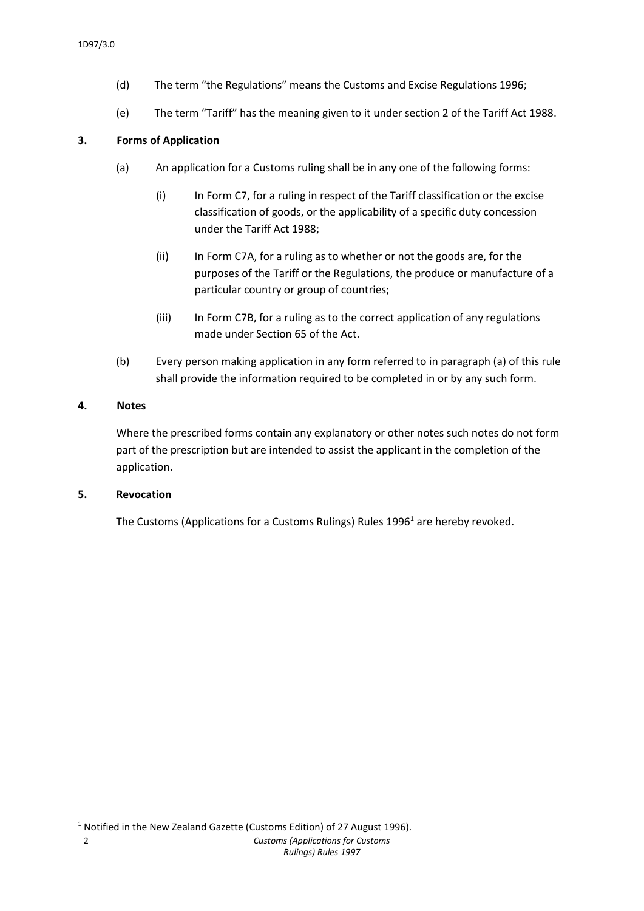(d) The term "the Regulations" means the Customs and Excise Regulations 1996;

(e) The term "Tariff" has the meaning given to it under section 2 of the Tariff Act 1988.

**3. Forms of Application**

(a) An application for a Customs ruling shall be in any one of the following forms:

(i) In Form C7, for a ruling in respect of the Tariff classification or the excise classification of goods, or the applicability of a specific duty concession under the Tariff Act 1988;

(ii) In Form C7A, for a ruling as to whether or not the goods are, for the purposes of the Tariff or the Regulations, the produce or manufacture of a particular country or group of countries;

(iii) In Form C7B, for a ruling as to the correct application of any regulations made under Section 65 of the Act.

(b) Every person making application in any form referred to in paragraph (a) of this rule shall provide the information required to be completed in or by any such form.

**4. Notes**

Where the prescribed forms contain any explanatory or other notes such notes do not form part of the prescription but are intended to assist the applicant in the completion of the application.

**5. Revocation**

The Customs (Applications for a Customs Rulings) Rules 1996[1] are hereby revoked.

[1] Notified in the New Zealand Gazette (Customs Edition) of 27 August 1996).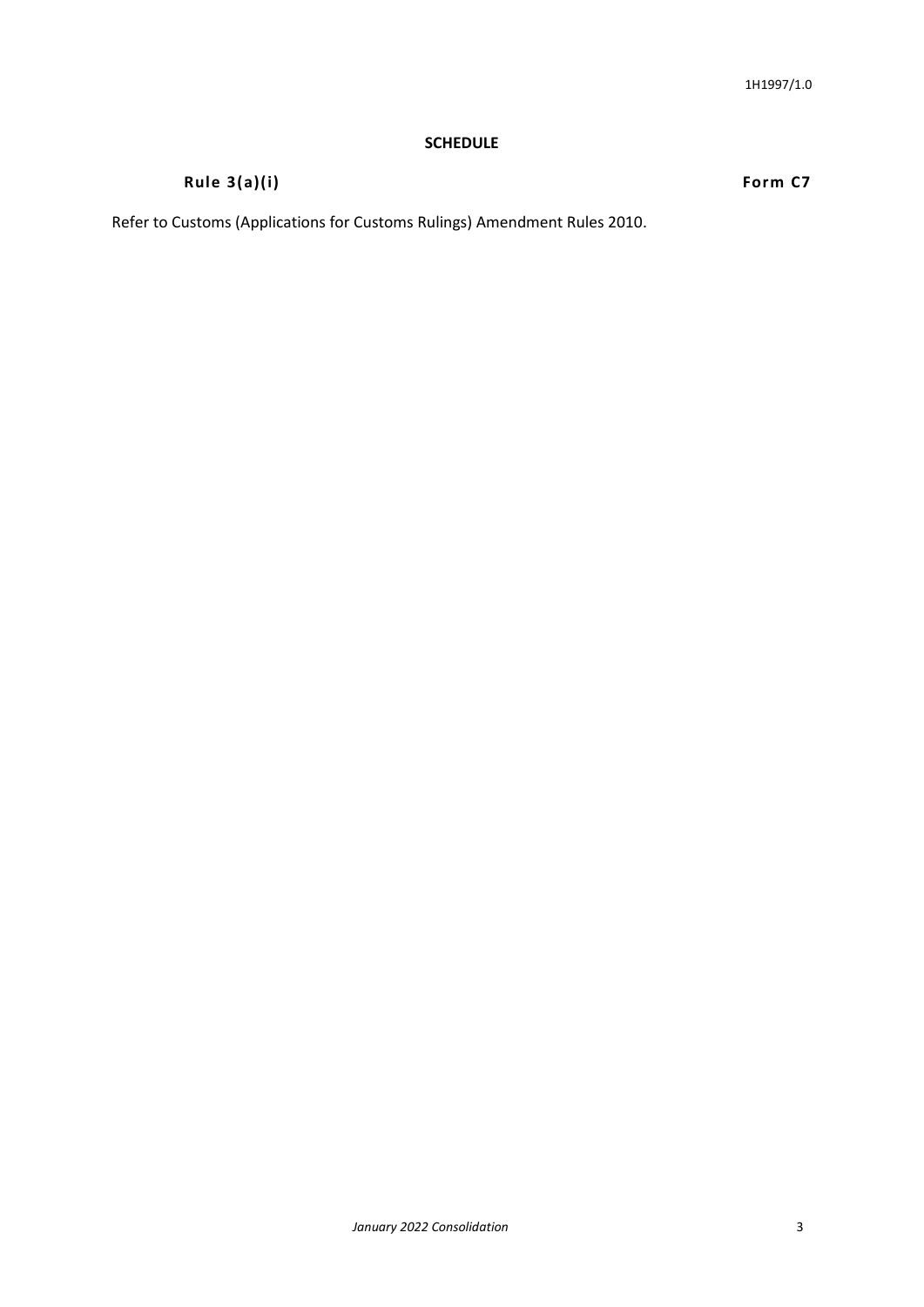## SCHEDULE

**Rule 3(a)(i)** **Form C7**

Refer to Customs (Applications for Customs Rulings) Amendment Rules 2010.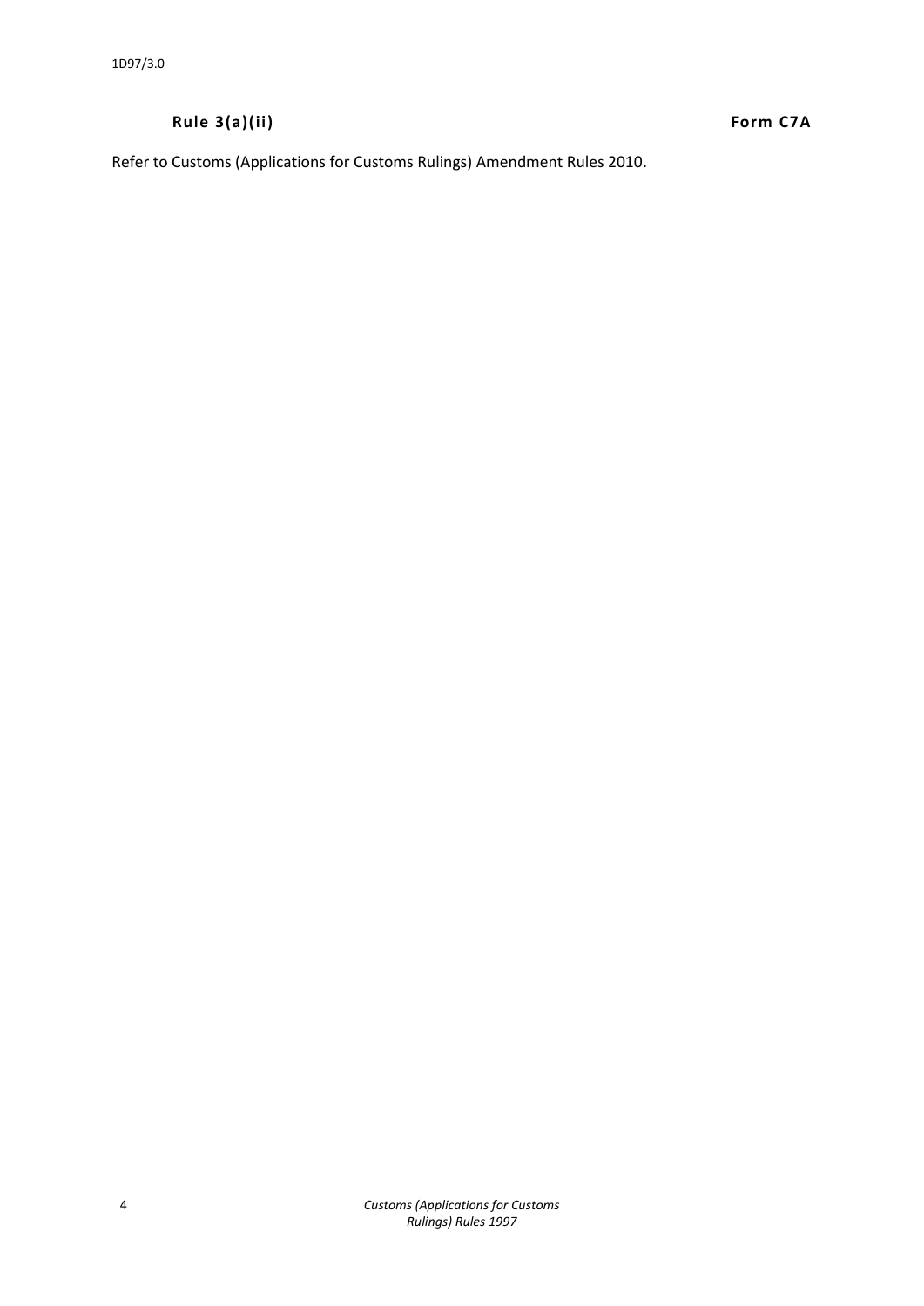**Rule 3(a)(ii)** **Form C7A**

Refer to Customs (Applications for Customs Rulings) Amendment Rules 2010.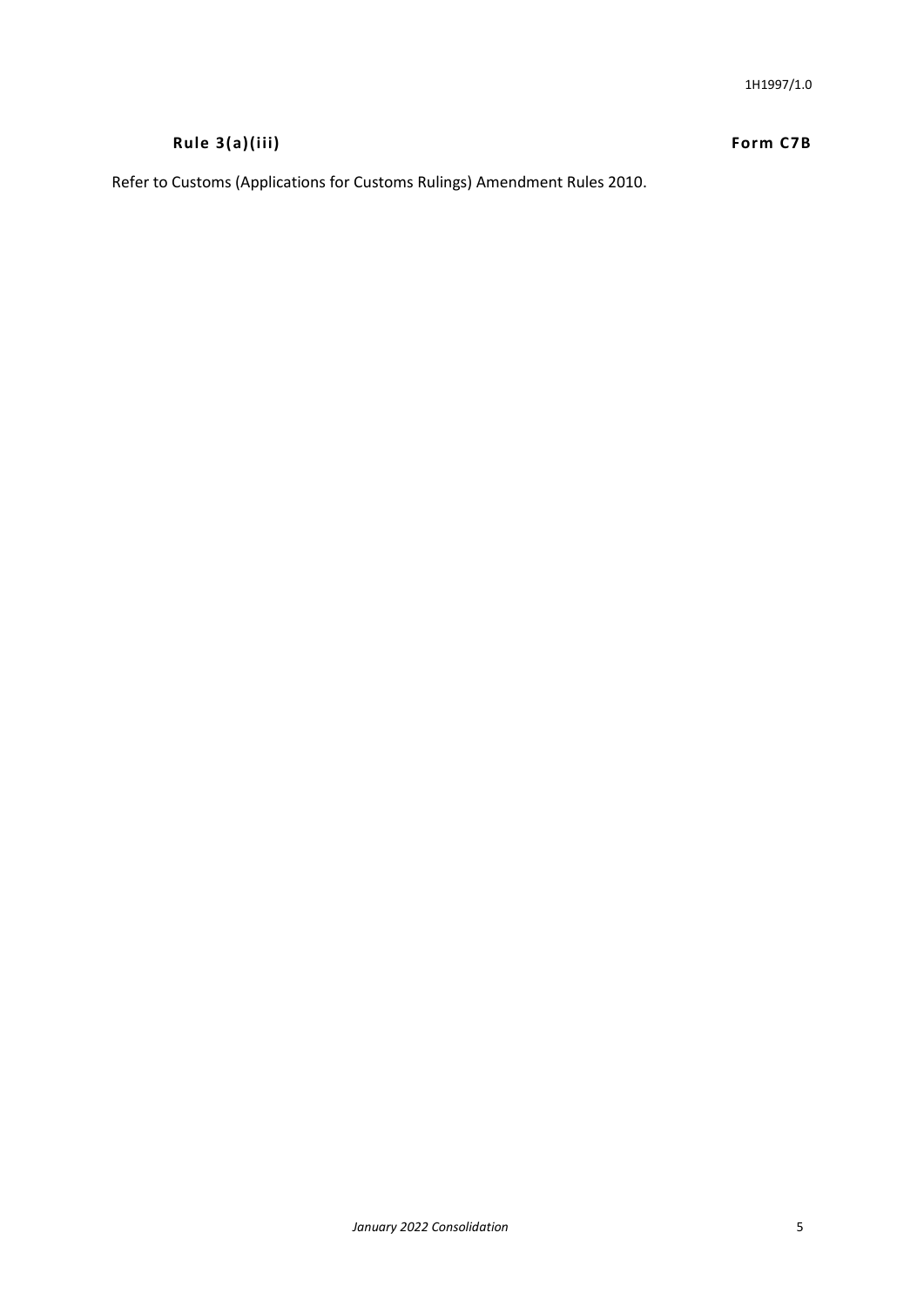**Rule 3(a)(iii)** **Form C7B**

Refer to Customs (Applications for Customs Rulings) Amendment Rules 2010.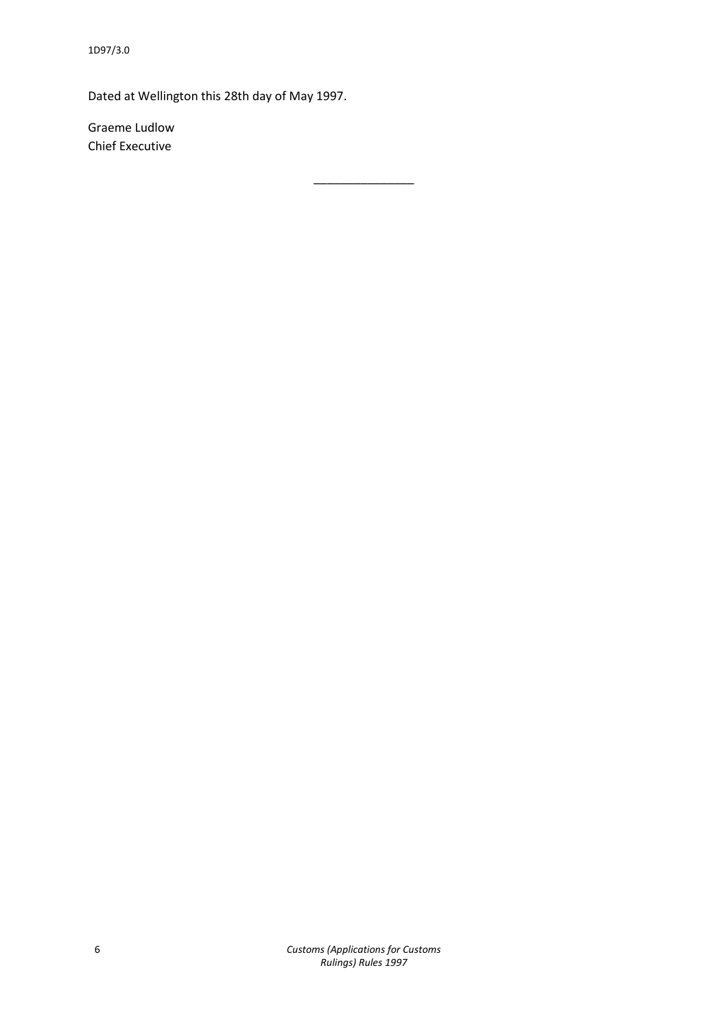Dated at Wellington this 28th day of May 1997.

Graeme Ludlow
Chief Executive

________________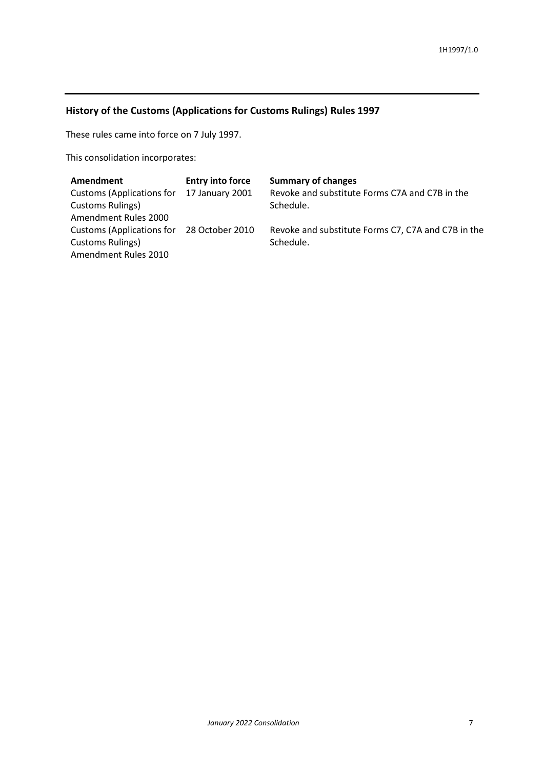## History of the Customs (Applications for Customs Rulings) Rules 1997

These rules came into force on 7 July 1997.

This consolidation incorporates:

| Amendment | Entry into force | Summary of changes |
| --- | --- | --- |
| Customs (Applications for Customs Rulings) Amendment Rules 2000 | 17 January 2001 | Revoke and substitute Forms C7A and C7B in the Schedule. |
| Customs (Applications for Customs Rulings) Amendment Rules 2010 | 28 October 2010 | Revoke and substitute Forms C7, C7A and C7B in the Schedule. |